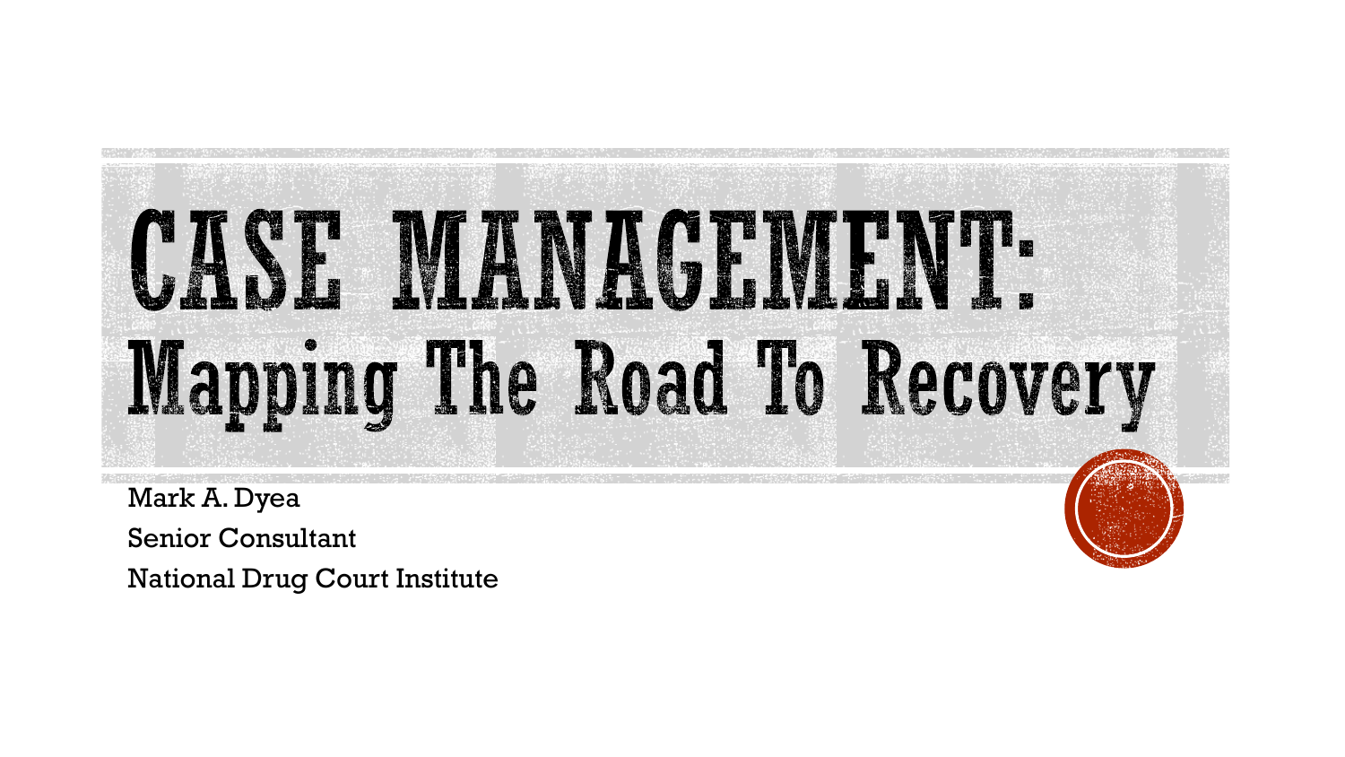# CASE MANAGEMENT: Mapping The Road To Recovery

Mark A. Dyea

Senior Consultant

National Drug Court Institute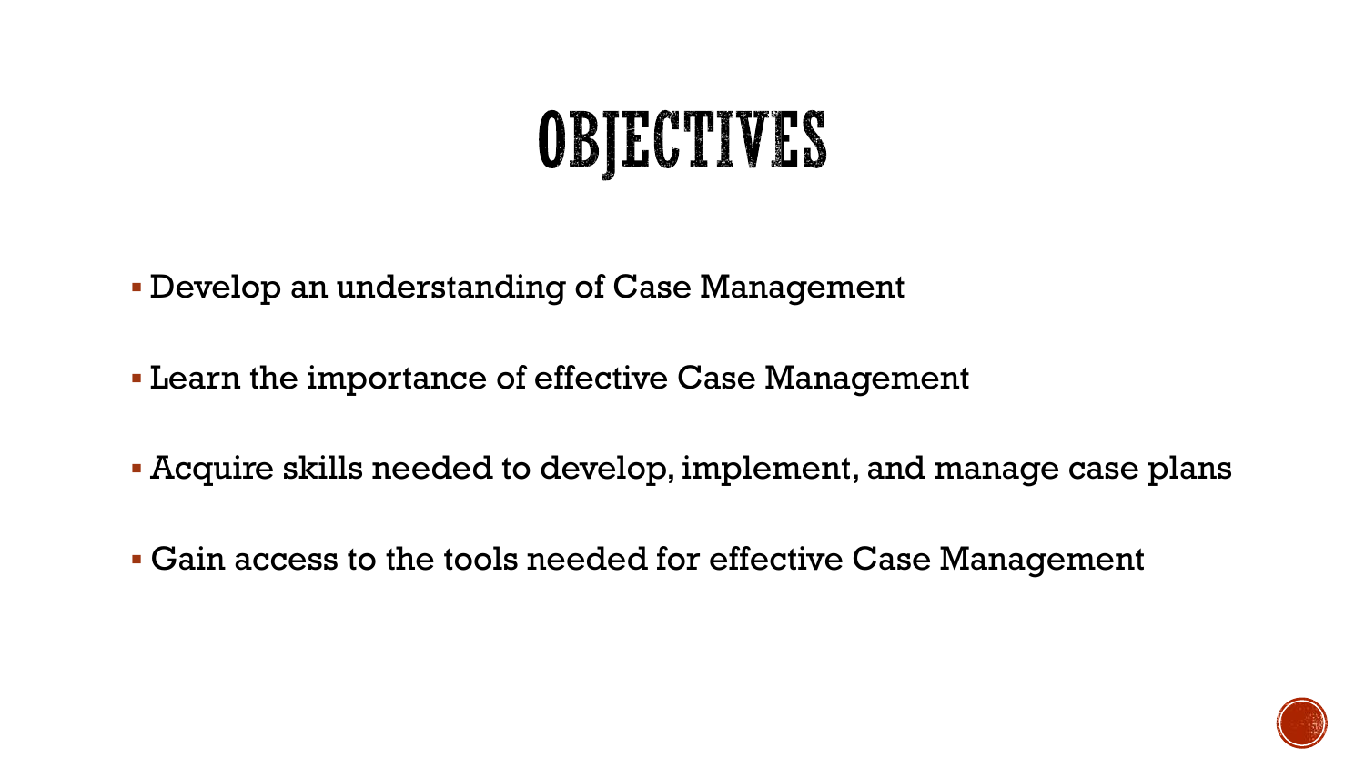# OBJECTIVES

- Develop an understanding of Case Management
- Learn the importance of effective Case Management
- Acquire skills needed to develop, implement, and manage case plans
- Gain access to the tools needed for effective Case Management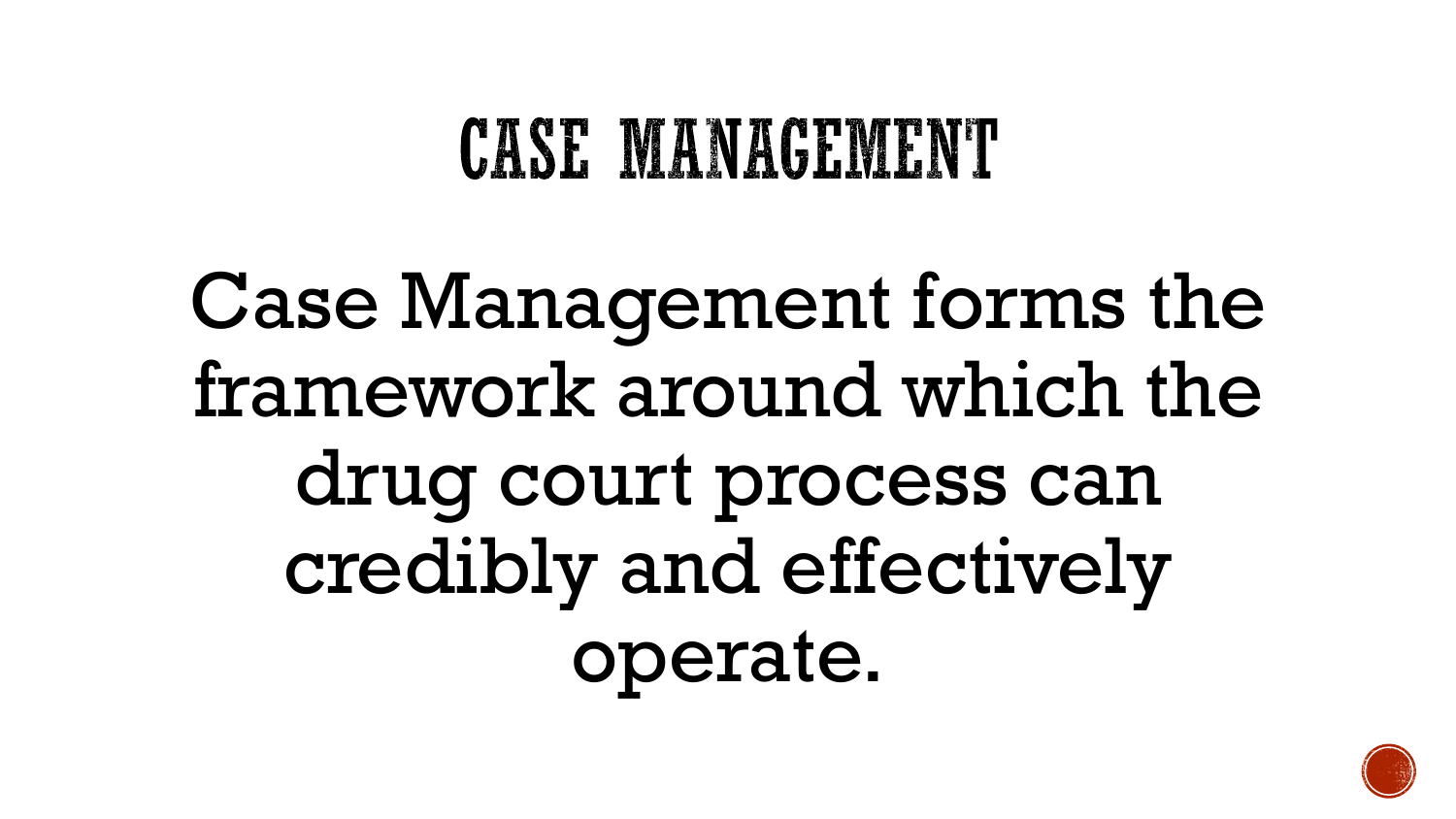# CASE MANAGEMENT

Case Management forms the framework around which the drug court process can credibly and effectively operate.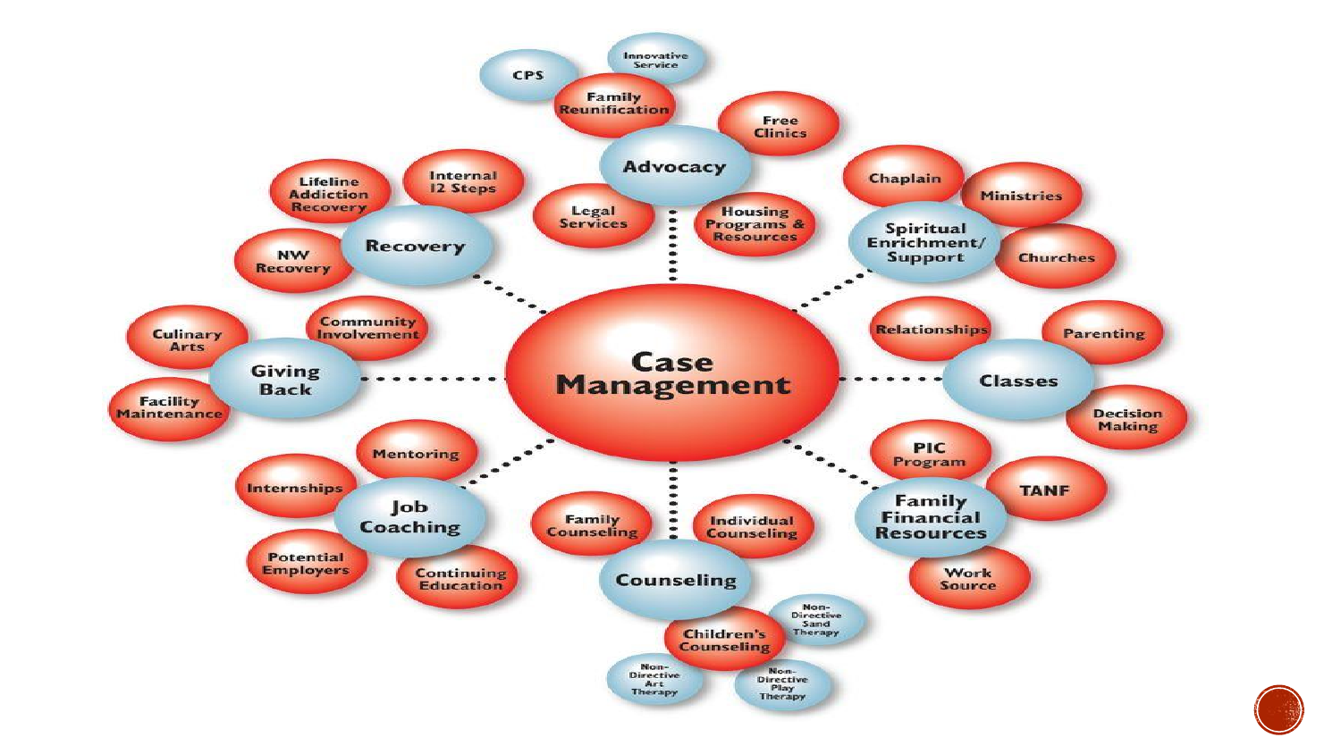# Case Management

- **Advocacy**
  - Family Reunification
    - CPS
    - Innovative Service
  - Free Clinics
  - Legal Services
  - Housing Programs & Resources
- **Spiritual Enrichment/ Support**
  - Chaplain
  - Ministries
  - Churches
- **Classes**
  - Relationships
  - Parenting
  - Decision Making
- **Family Financial Resources**
  - PIC Program
  - TANF
  - Work Source
- **Counseling**
  - Family Counseling
  - Individual Counseling
  - Children's Counseling
    - Non-Directive Sand Therapy
    - Non-Directive Art Therapy
    - Non-Directive Play Therapy
- **Job Coaching**
  - Mentoring
  - Internships
  - Potential Employers
  - Continuing Education
- **Giving Back**
  - Culinary Arts
  - Community Involvement
  - Facility Maintenance
- **Recovery**
  - Lifeline Addiction Recovery
  - Internal 12 Steps
  - NW Recovery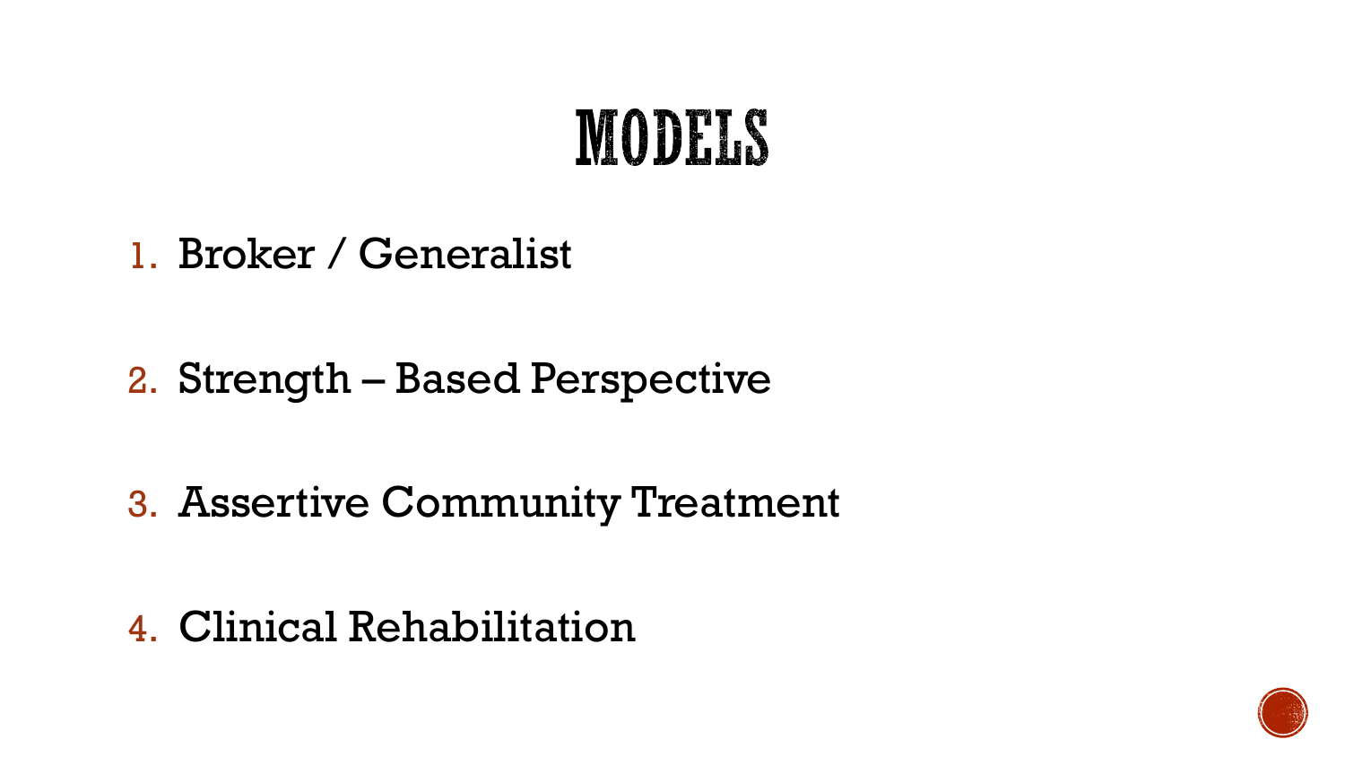# MODELS

1. Broker / Generalist
2. Strength – Based Perspective
3. Assertive Community Treatment
4. Clinical Rehabilitation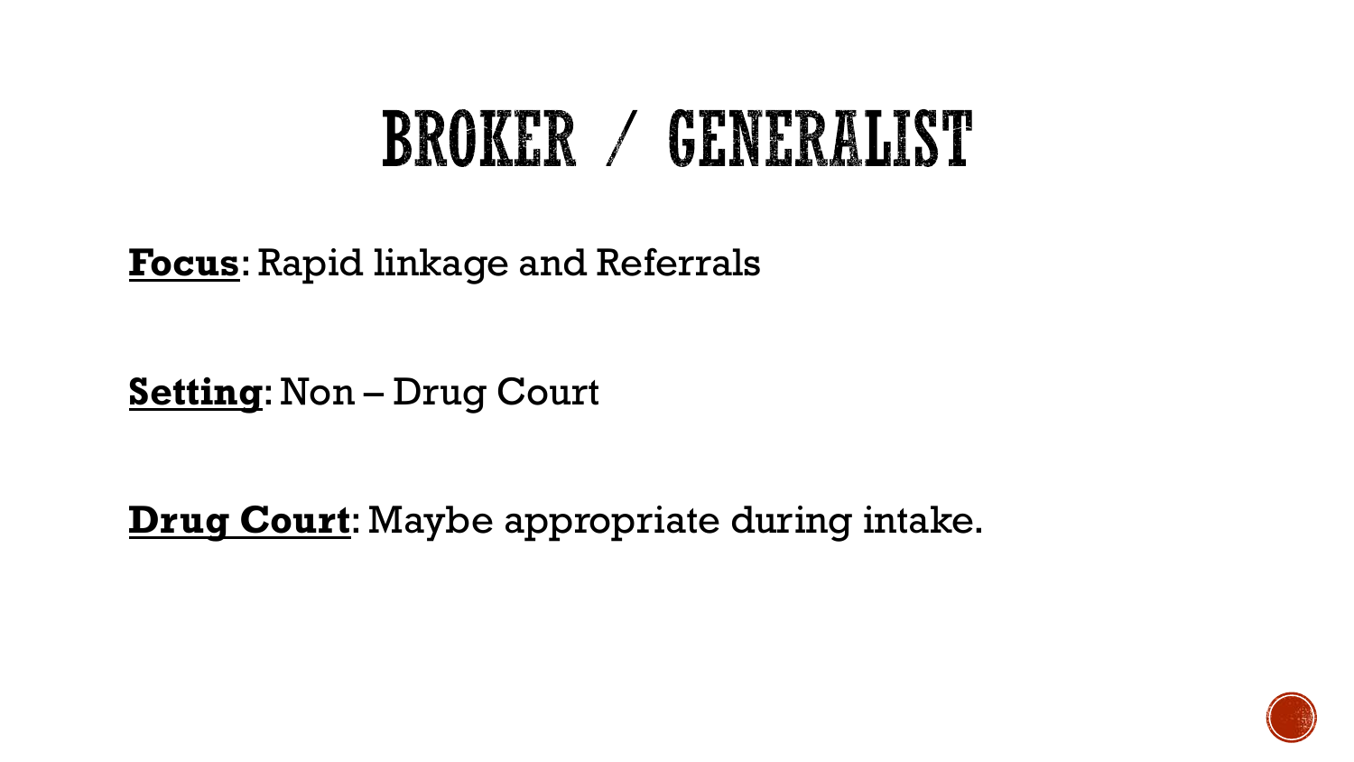# BROKER / GENERALIST

**Focus**: Rapid linkage and Referrals

**Setting**: Non – Drug Court

**Drug Court**: Maybe appropriate during intake.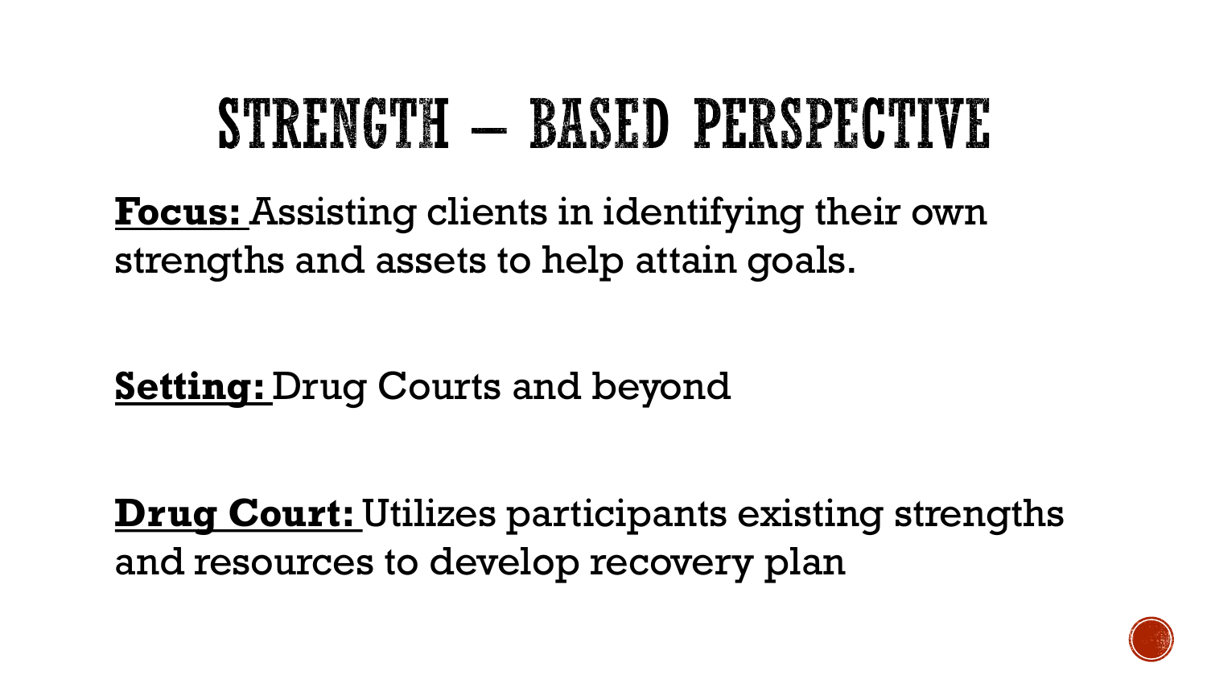# STRENGTH – BASED PERSPECTIVE

**Focus:** Assisting clients in identifying their own strengths and assets to help attain goals.

**Setting:** Drug Courts and beyond

**Drug Court:** Utilizes participants existing strengths and resources to develop recovery plan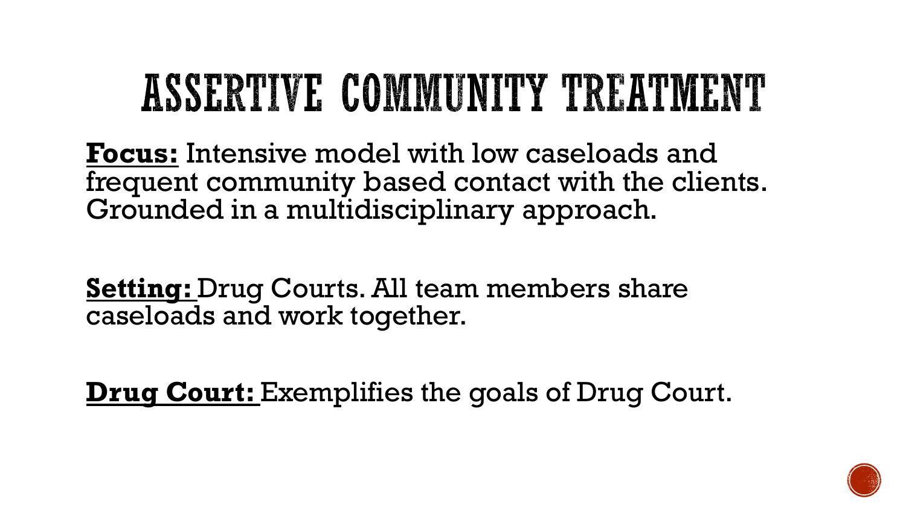# ASSERTIVE COMMUNITY TREATMENT

**Focus:** Intensive model with low caseloads and frequent community based contact with the clients. Grounded in a multidisciplinary approach.

**Setting:** Drug Courts. All team members share caseloads and work together.

**Drug Court:** Exemplifies the goals of Drug Court.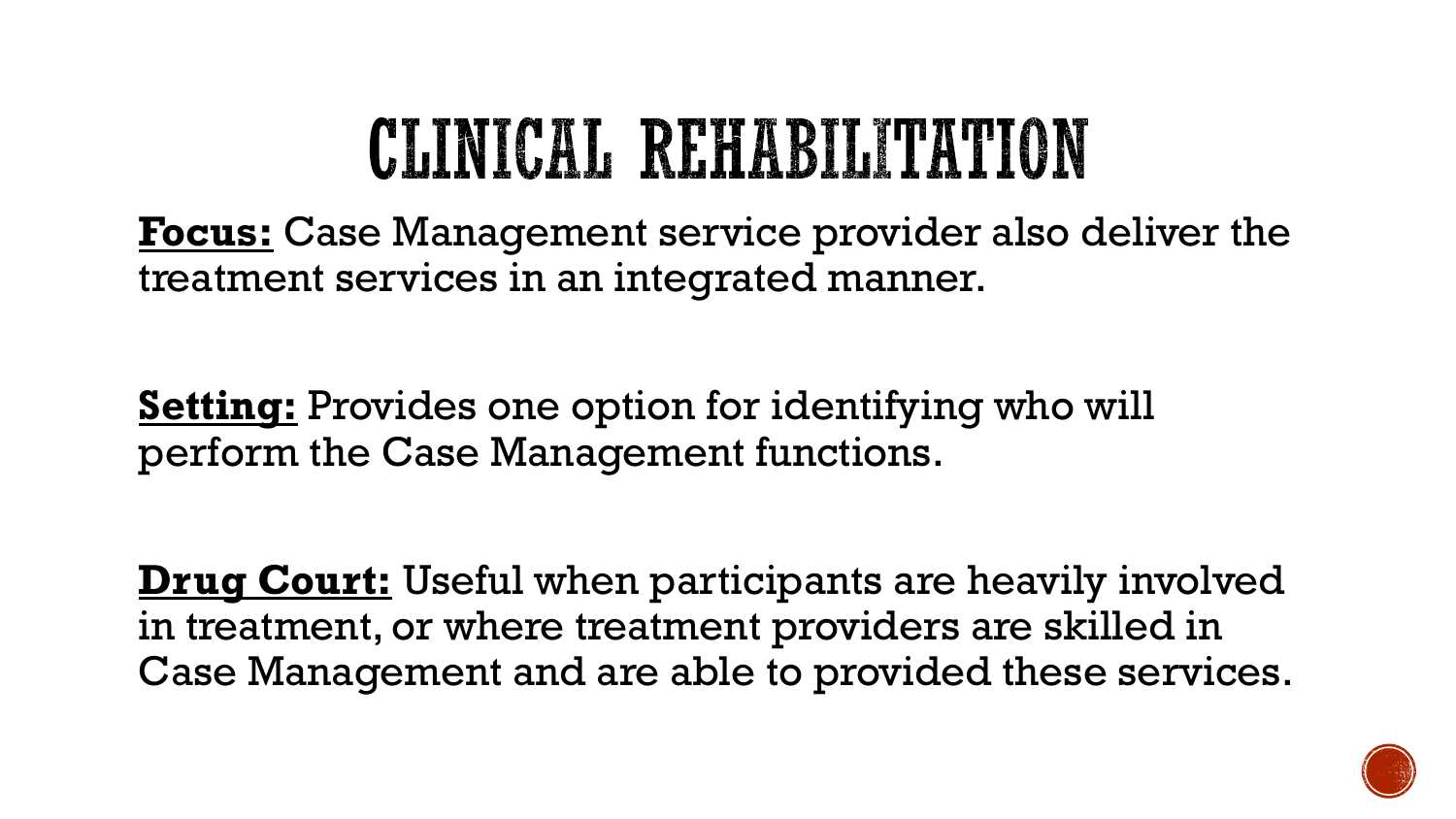# CLINICAL REHABILITATION

**Focus:** Case Management service provider also deliver the treatment services in an integrated manner.

**Setting:** Provides one option for identifying who will perform the Case Management functions.

**Drug Court:** Useful when participants are heavily involved in treatment, or where treatment providers are skilled in Case Management and are able to provided these services.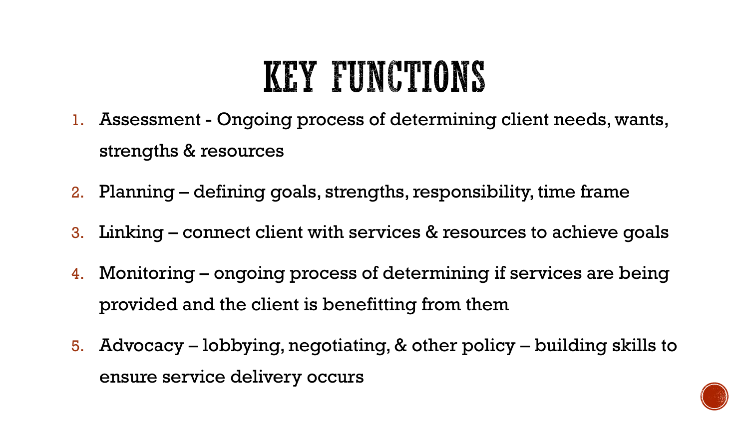# KEY FUNCTIONS

1. Assessment - Ongoing process of determining client needs, wants, strengths & resources
2. Planning – defining goals, strengths, responsibility, time frame
3. Linking – connect client with services & resources to achieve goals
4. Monitoring – ongoing process of determining if services are being provided and the client is benefitting from them
5. Advocacy – lobbying, negotiating, & other policy – building skills to ensure service delivery occurs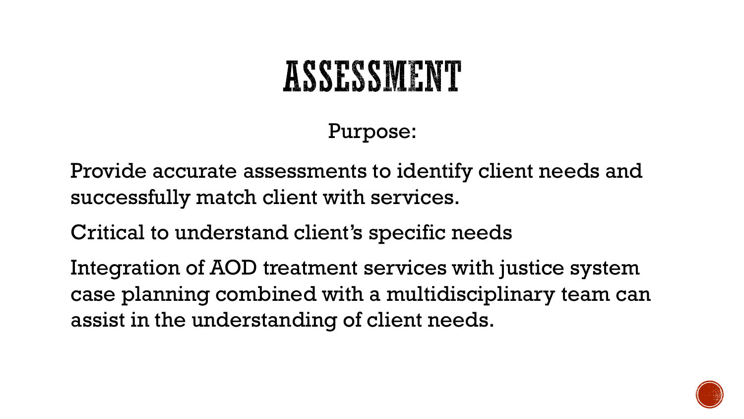# ASSESSMENT

Purpose:

Provide accurate assessments to identify client needs and successfully match client with services.

Critical to understand client's specific needs

Integration of AOD treatment services with justice system case planning combined with a multidisciplinary team can assist in the understanding of client needs.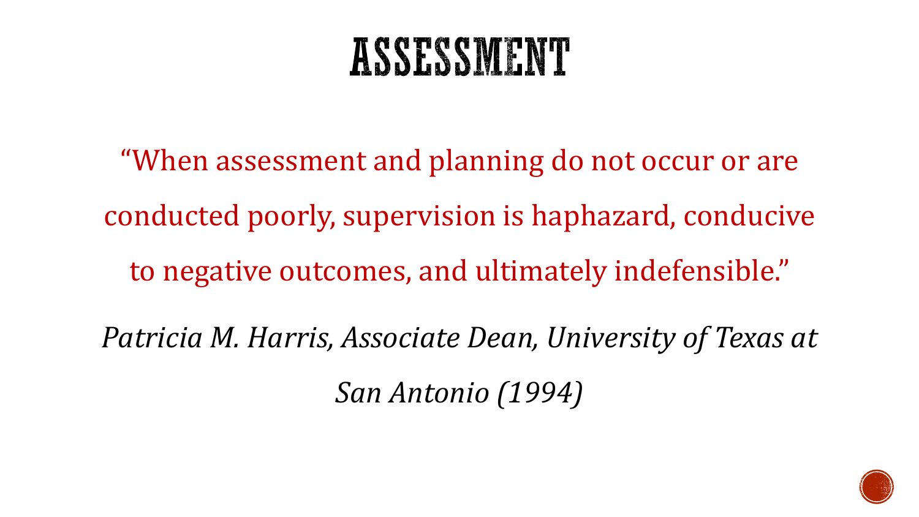# ASSESSMENT

"When assessment and planning do not occur or are conducted poorly, supervision is haphazard, conducive to negative outcomes, and ultimately indefensible."

*Patricia M. Harris, Associate Dean, University of Texas at San Antonio (1994)*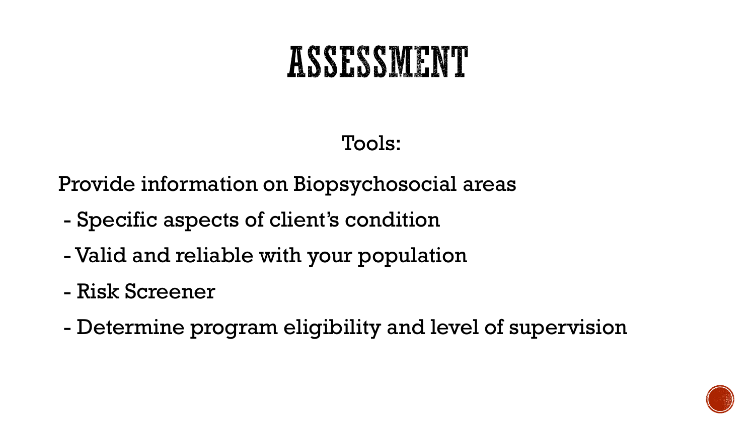# ASSESSMENT

Tools:

Provide information on Biopsychosocial areas

- Specific aspects of client's condition
- Valid and reliable with your population
- Risk Screener
- Determine program eligibility and level of supervision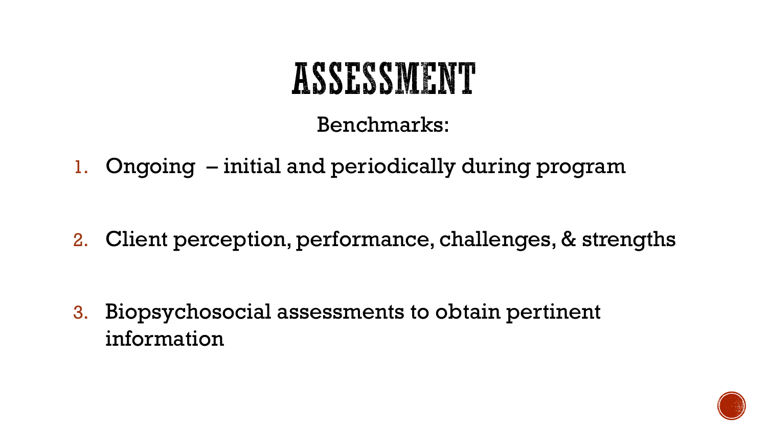# ASSESSMENT

Benchmarks:

1. Ongoing – initial and periodically during program
2. Client perception, performance, challenges, & strengths
3. Biopsychosocial assessments to obtain pertinent information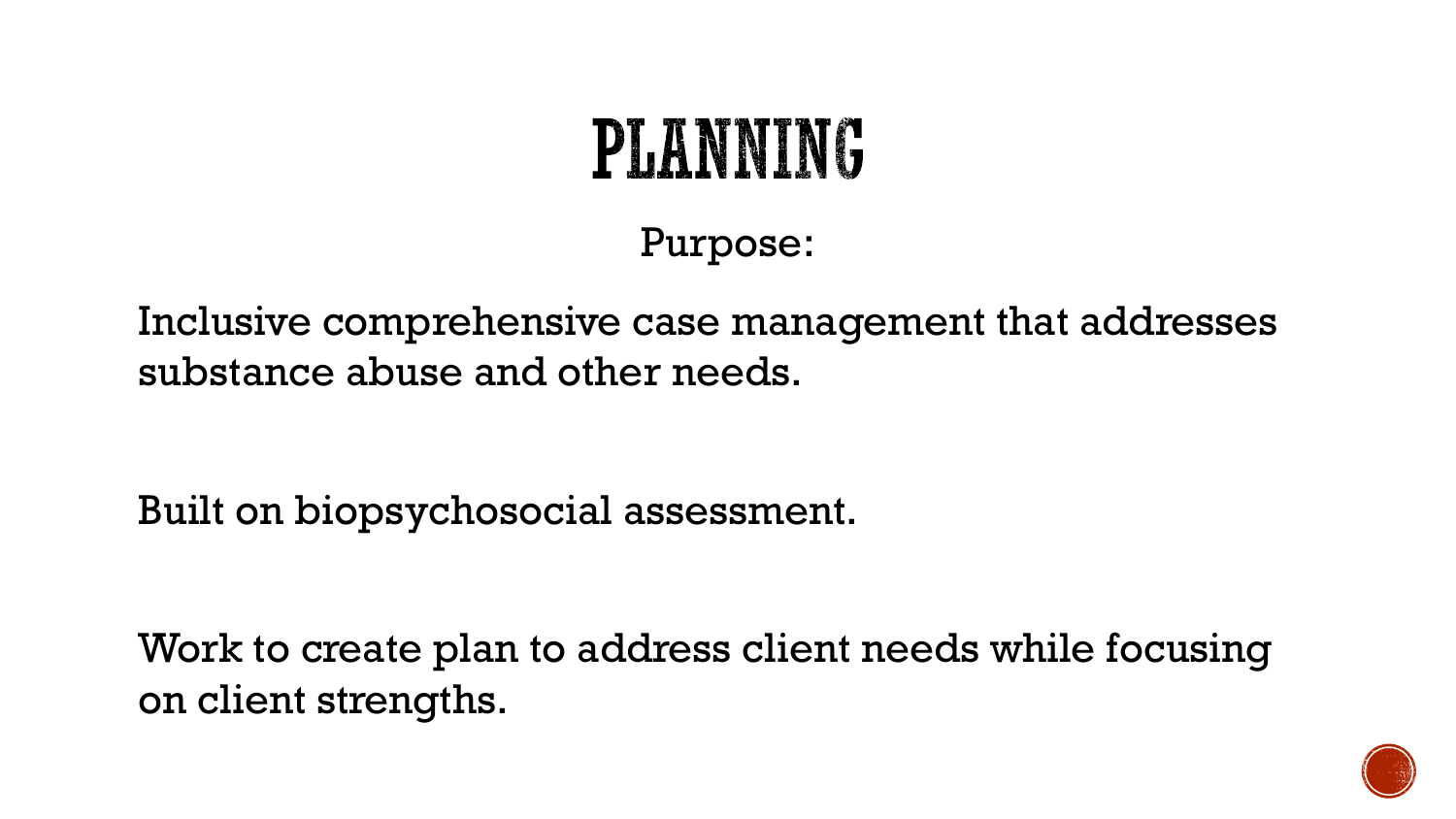# PLANNING

Purpose:

Inclusive comprehensive case management that addresses substance abuse and other needs.

Built on biopsychosocial assessment.

Work to create plan to address client needs while focusing on client strengths.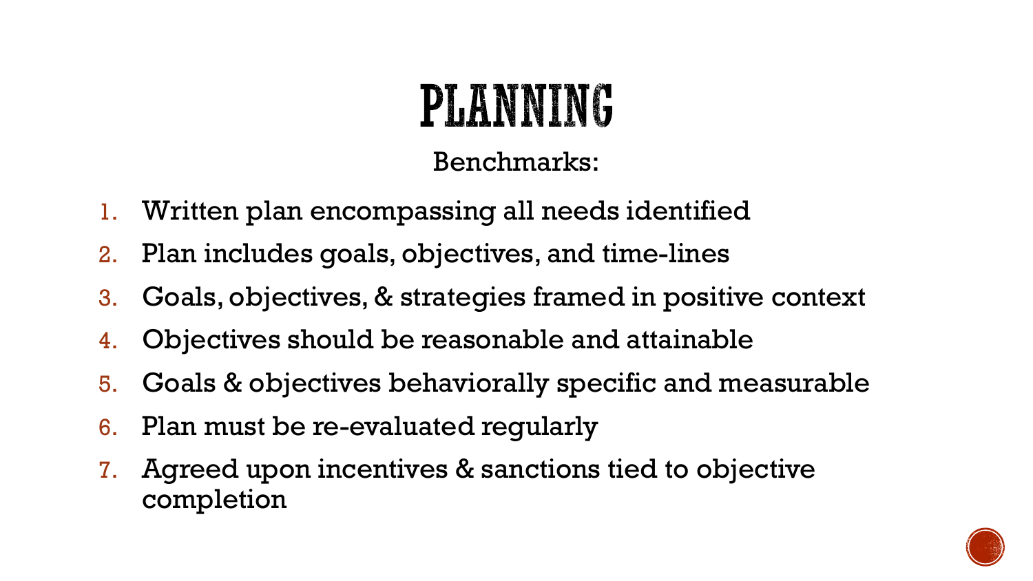# PLANNING

Benchmarks:

1. Written plan encompassing all needs identified
2. Plan includes goals, objectives, and time-lines
3. Goals, objectives, & strategies framed in positive context
4. Objectives should be reasonable and attainable
5. Goals & objectives behaviorally specific and measurable
6. Plan must be re-evaluated regularly
7. Agreed upon incentives & sanctions tied to objective completion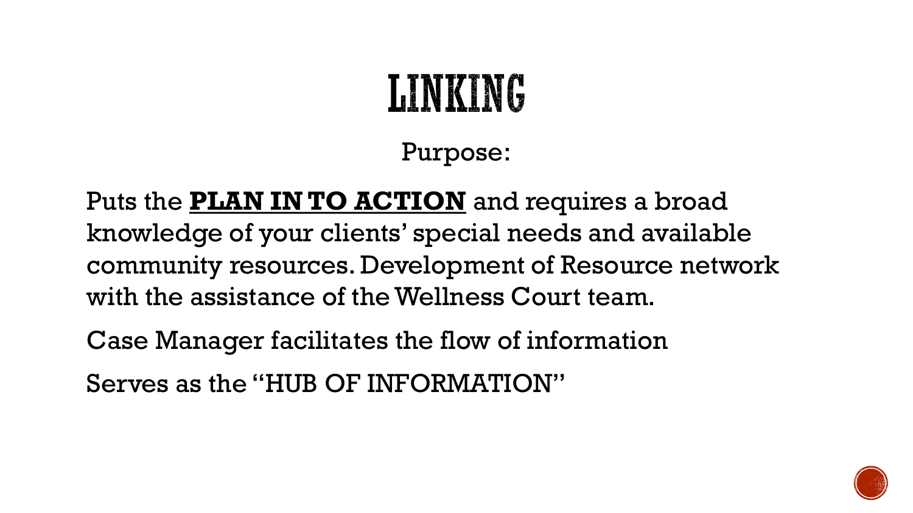# LINKING

Purpose:

Puts the **<u>PLAN IN TO ACTION</u>** and requires a broad knowledge of your clients' special needs and available community resources. Development of Resource network with the assistance of the Wellness Court team.

Case Manager facilitates the flow of information

Serves as the "HUB OF INFORMATION"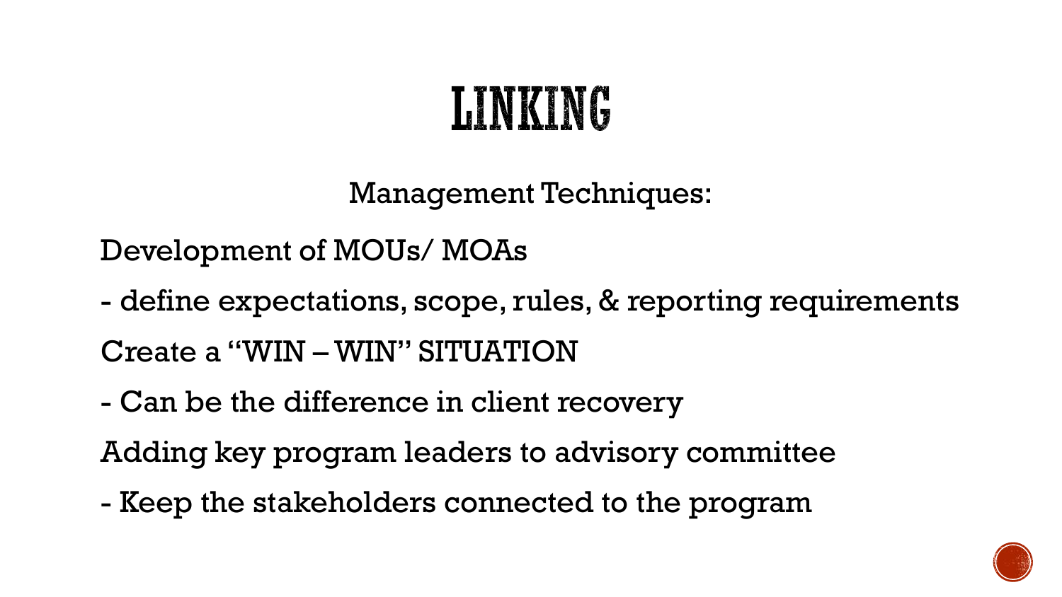# LINKING

Management Techniques:

Development of MOUs/ MOAs

- define expectations, scope, rules, & reporting requirements

Create a "WIN – WIN" SITUATION

- Can be the difference in client recovery

Adding key program leaders to advisory committee

- Keep the stakeholders connected to the program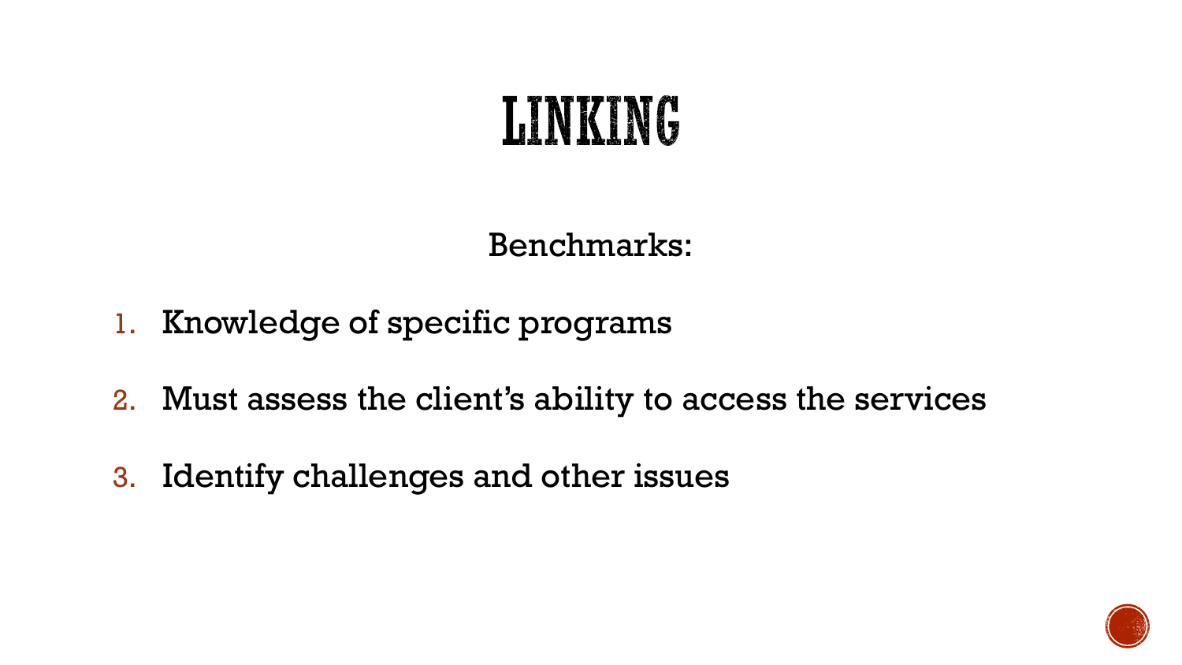# LINKING

Benchmarks:

1. Knowledge of specific programs
2. Must assess the client's ability to access the services
3. Identify challenges and other issues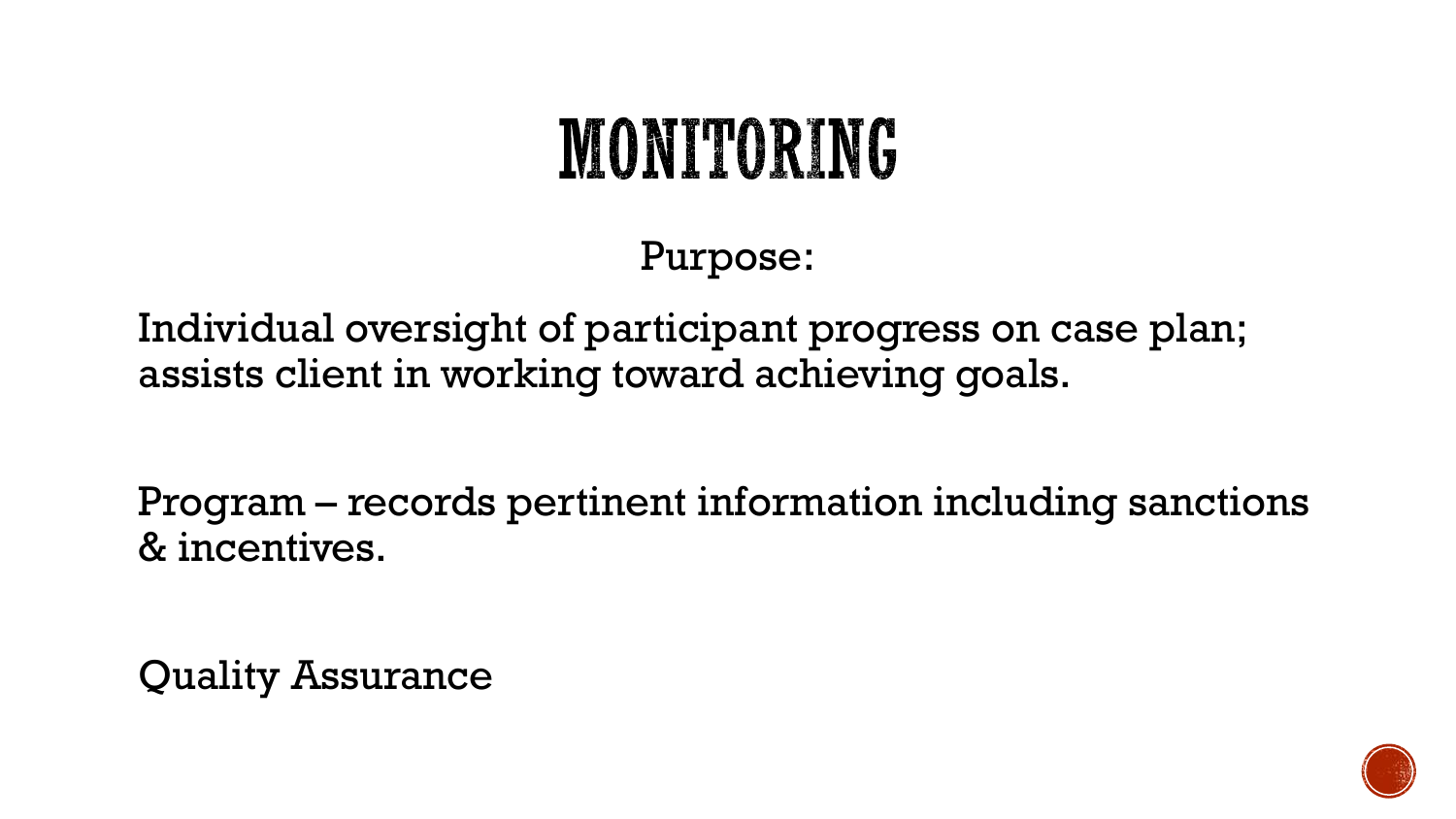# MONITORING

Purpose:

Individual oversight of participant progress on case plan; assists client in working toward achieving goals.

Program – records pertinent information including sanctions & incentives.

Quality Assurance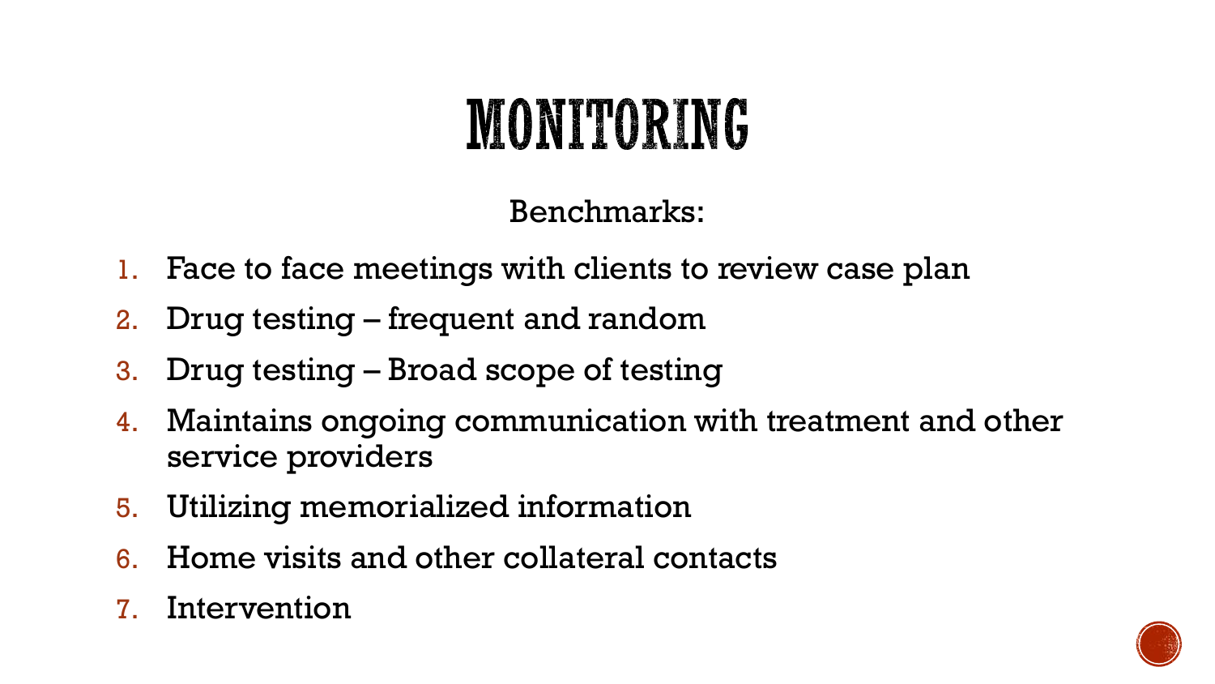# MONITORING

Benchmarks:

1. Face to face meetings with clients to review case plan
2. Drug testing – frequent and random
3. Drug testing – Broad scope of testing
4. Maintains ongoing communication with treatment and other service providers
5. Utilizing memorialized information
6. Home visits and other collateral contacts
7. Intervention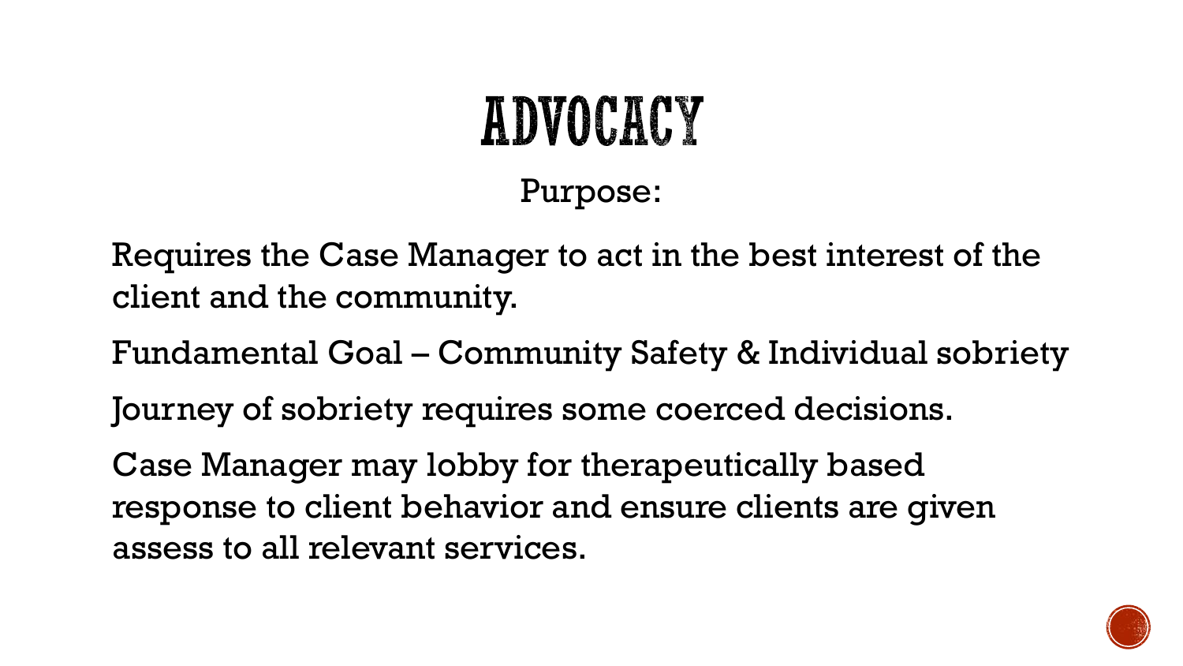# ADVOCACY

Purpose:

Requires the Case Manager to act in the best interest of the client and the community.

Fundamental Goal – Community Safety & Individual sobriety

Journey of sobriety requires some coerced decisions.

Case Manager may lobby for therapeutically based response to client behavior and ensure clients are given assess to all relevant services.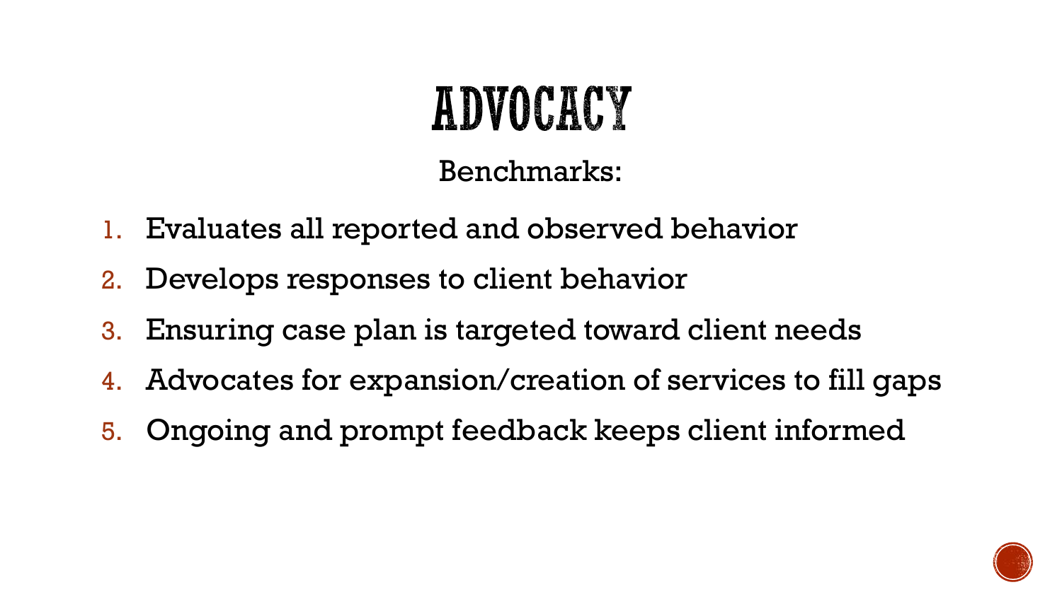# ADVOCACY

Benchmarks:

1. Evaluates all reported and observed behavior
2. Develops responses to client behavior
3. Ensuring case plan is targeted toward client needs
4. Advocates for expansion/creation of services to fill gaps
5. Ongoing and prompt feedback keeps client informed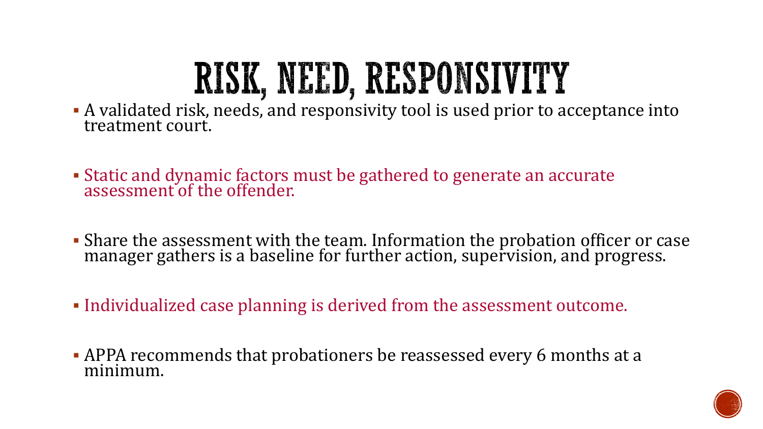# RISK, NEED, RESPONSIVITY

- A validated risk, needs, and responsivity tool is used prior to acceptance into treatment court.
- Static and dynamic factors must be gathered to generate an accurate assessment of the offender.
- Share the assessment with the team. Information the probation officer or case manager gathers is a baseline for further action, supervision, and progress.
- Individualized case planning is derived from the assessment outcome.
- APPA recommends that probationers be reassessed every 6 months at a minimum.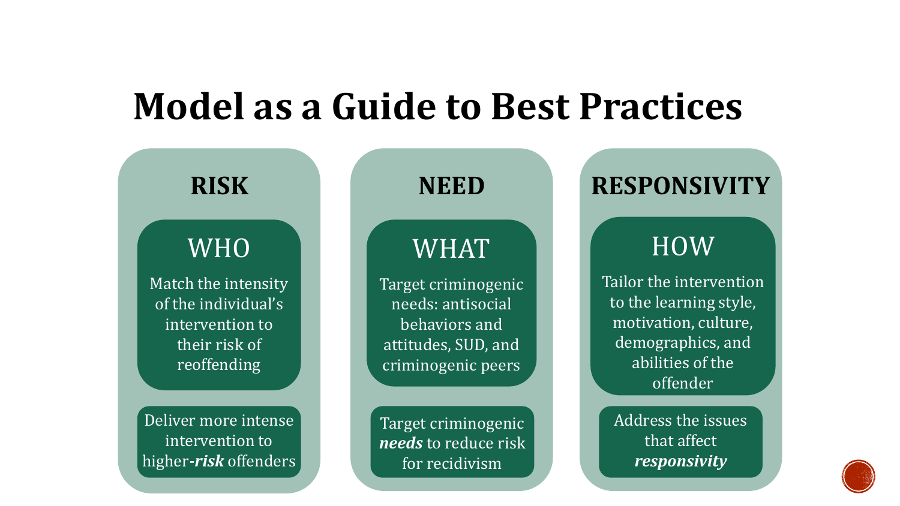# Model as a Guide to Best Practices

## RISK

### WHO

Match the intensity of the individual's intervention to their risk of reoffending

Deliver more intense intervention to higher-***risk*** offenders

## NEED

### WHAT

Target criminogenic needs: antisocial behaviors and attitudes, SUD, and criminogenic peers

Target criminogenic ***needs*** to reduce risk for recidivism

## RESPONSIVITY

### HOW

Tailor the intervention to the learning style, motivation, culture, demographics, and abilities of the offender

Address the issues that affect ***responsivity***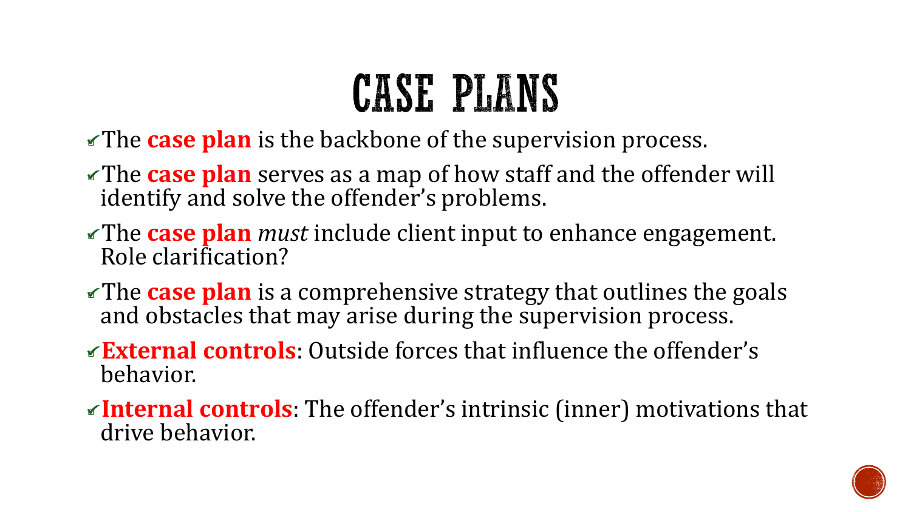# CASE PLANS

- The **case plan** is the backbone of the supervision process.
- The **case plan** serves as a map of how staff and the offender will identify and solve the offender's problems.
- The **case plan** *must* include client input to enhance engagement. Role clarification?
- The **case plan** is a comprehensive strategy that outlines the goals and obstacles that may arise during the supervision process.
- **External controls**: Outside forces that influence the offender's behavior.
- **Internal controls**: The offender's intrinsic (inner) motivations that drive behavior.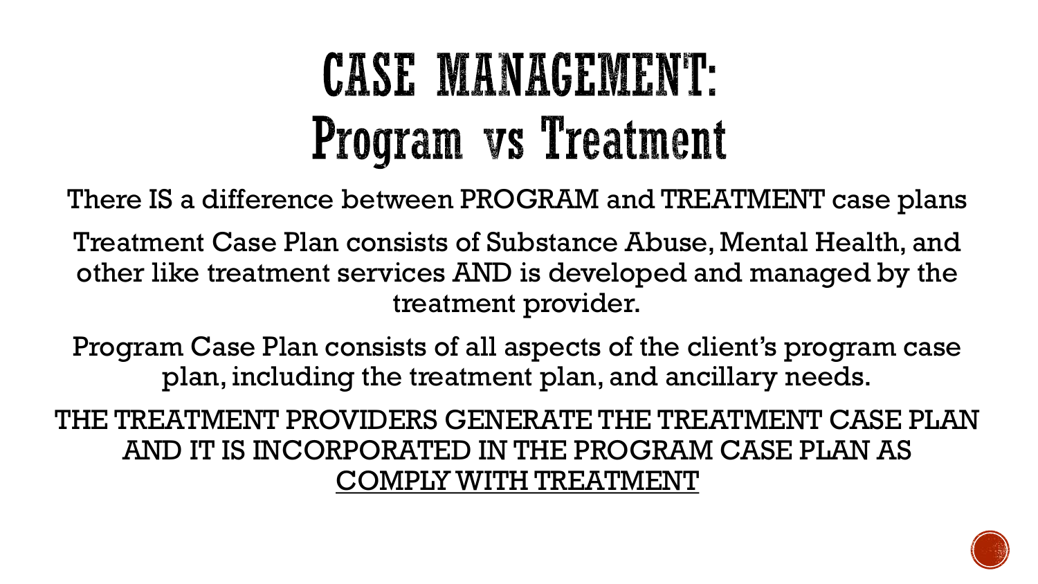# CASE MANAGEMENT: Program vs Treatment

There IS a difference between PROGRAM and TREATMENT case plans

Treatment Case Plan consists of Substance Abuse, Mental Health, and other like treatment services AND is developed and managed by the treatment provider.

Program Case Plan consists of all aspects of the client's program case plan, including the treatment plan, and ancillary needs.

THE TREATMENT PROVIDERS GENERATE THE TREATMENT CASE PLAN AND IT IS INCORPORATED IN THE PROGRAM CASE PLAN AS <u>COMPLY WITH TREATMENT</u>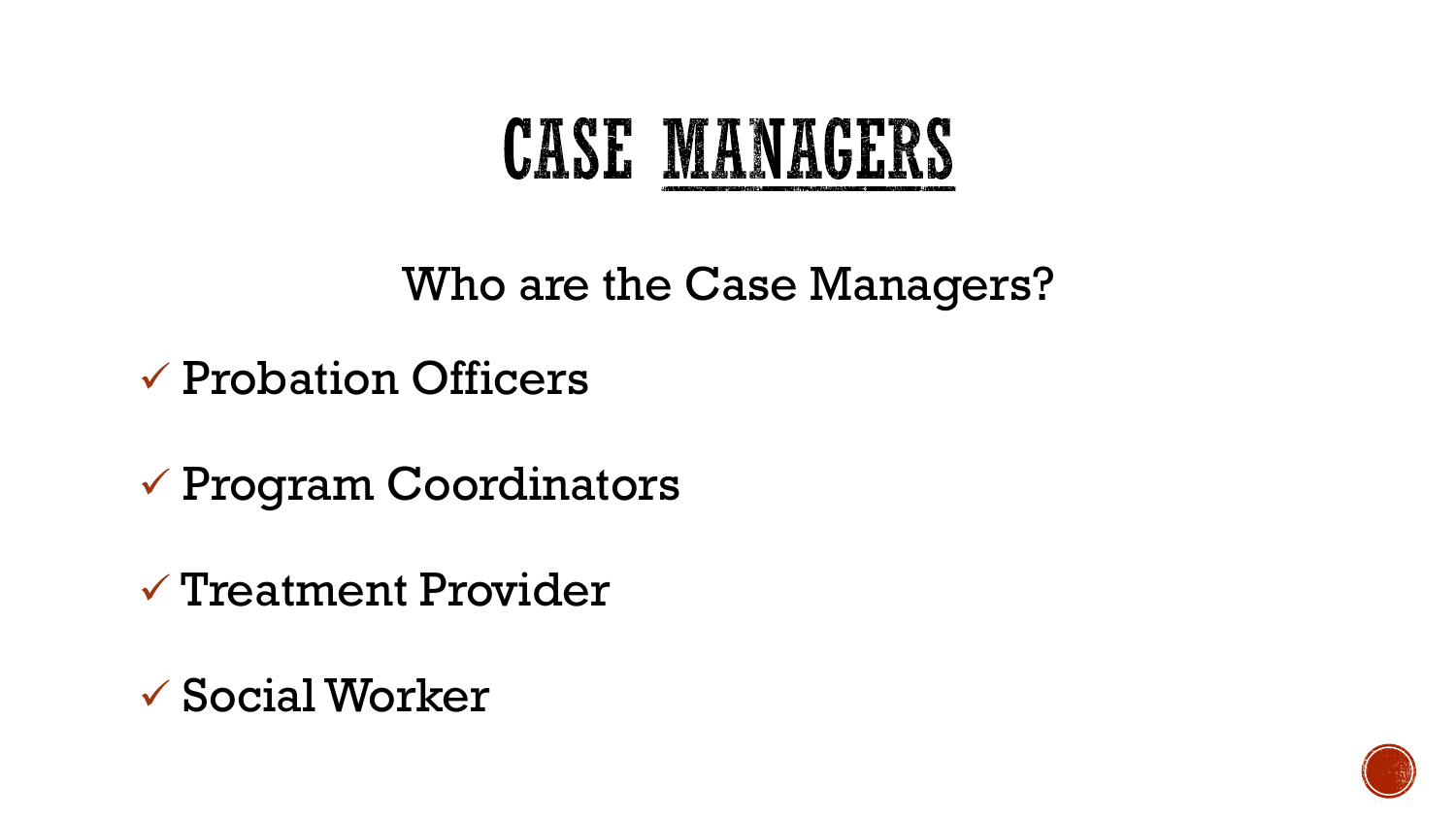# CASE MANAGERS

Who are the Case Managers?

- ✓ Probation Officers
- ✓ Program Coordinators
- ✓ Treatment Provider
- ✓ Social Worker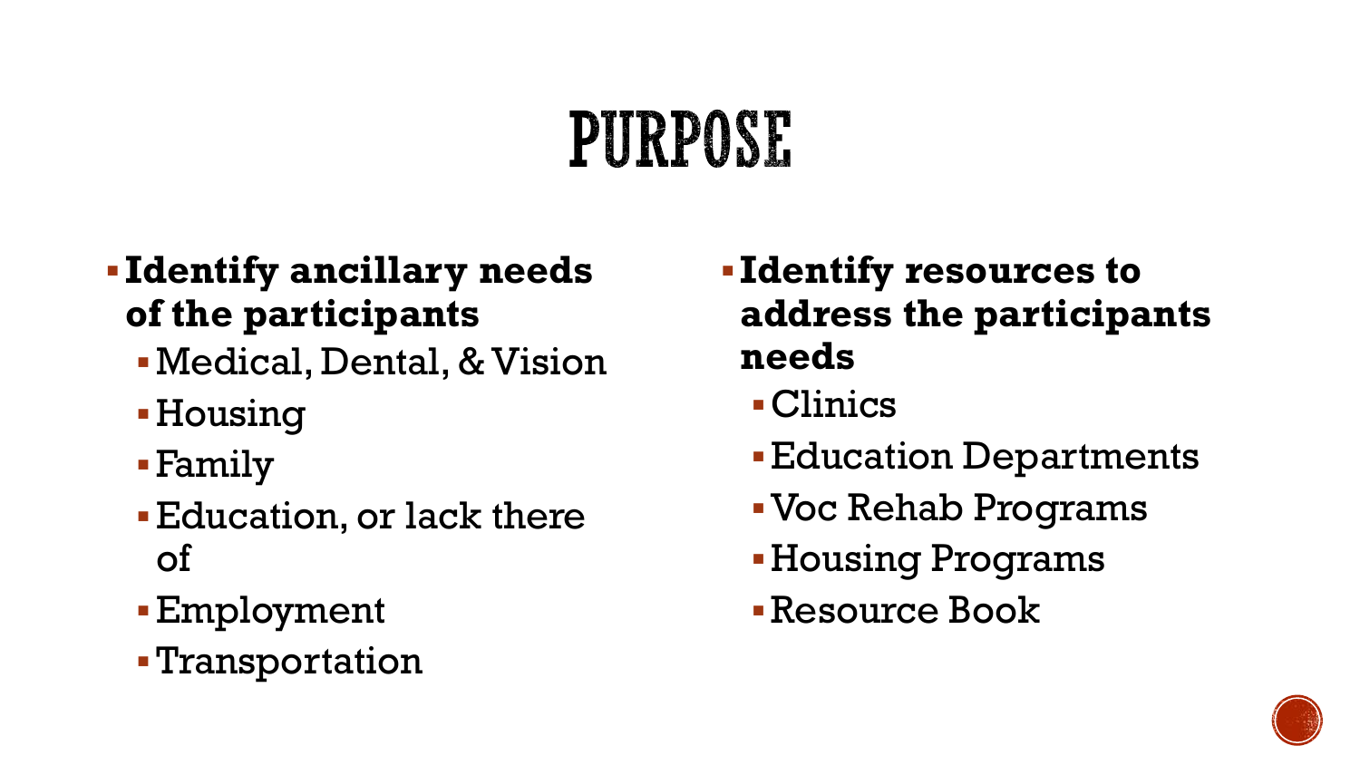# PURPOSE

- **Identify ancillary needs of the participants**
  - Medical, Dental, & Vision
  - Housing
  - Family
  - Education, or lack there of
  - Employment
  - Transportation

- **Identify resources to address the participants needs**
  - Clinics
  - Education Departments
  - Voc Rehab Programs
  - Housing Programs
  - Resource Book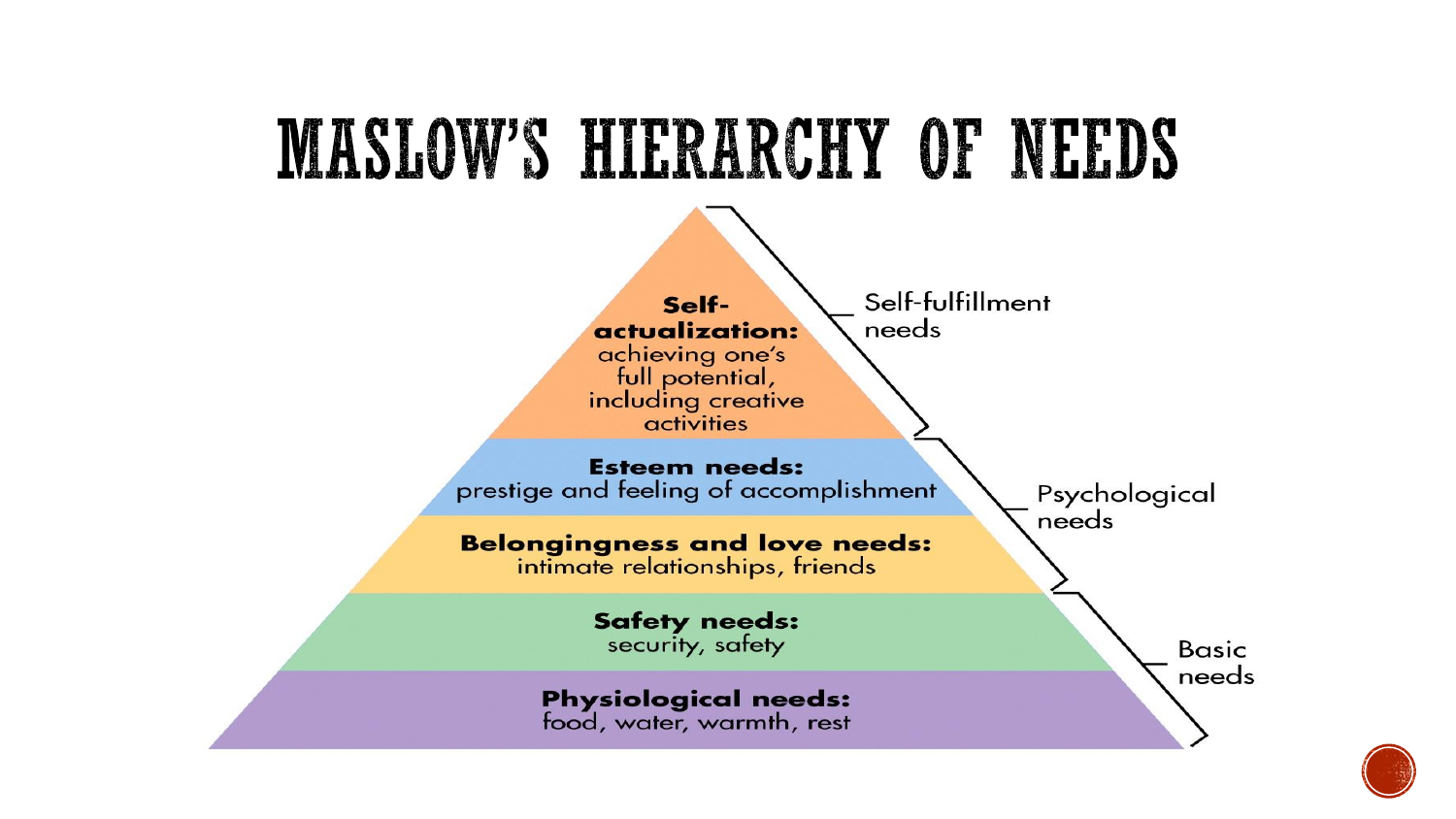# MASLOW'S HIERARCHY OF NEEDS

**Self-actualization:** achieving one's full potential, including creative activities

**Esteem needs:** prestige and feeling of accomplishment

**Belongingness and love needs:** intimate relationships, friends

**Safety needs:** security, safety

**Physiological needs:** food, water, warmth, rest

Self-fulfillment needs

Psychological needs

Basic needs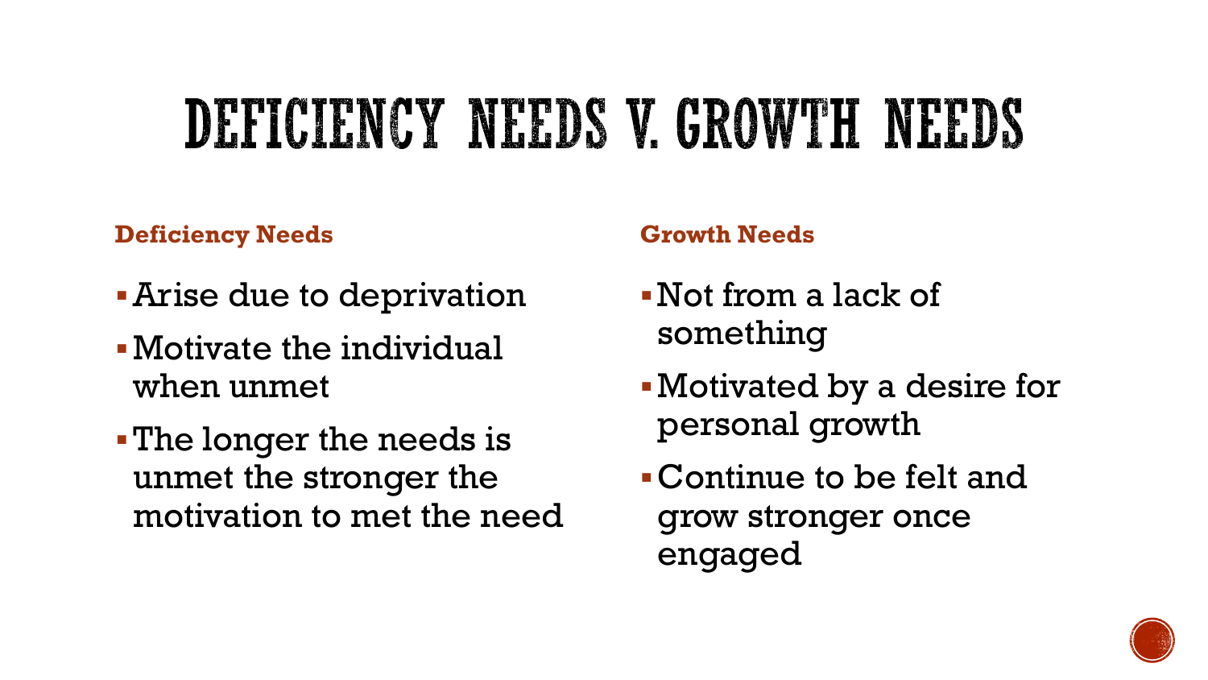# DEFICIENCY NEEDS V. GROWTH NEEDS

**Deficiency Needs**

- Arise due to deprivation
- Motivate the individual when unmet
- The longer the needs is unmet the stronger the motivation to met the need

**Growth Needs**

- Not from a lack of something
- Motivated by a desire for personal growth
- Continue to be felt and grow stronger once engaged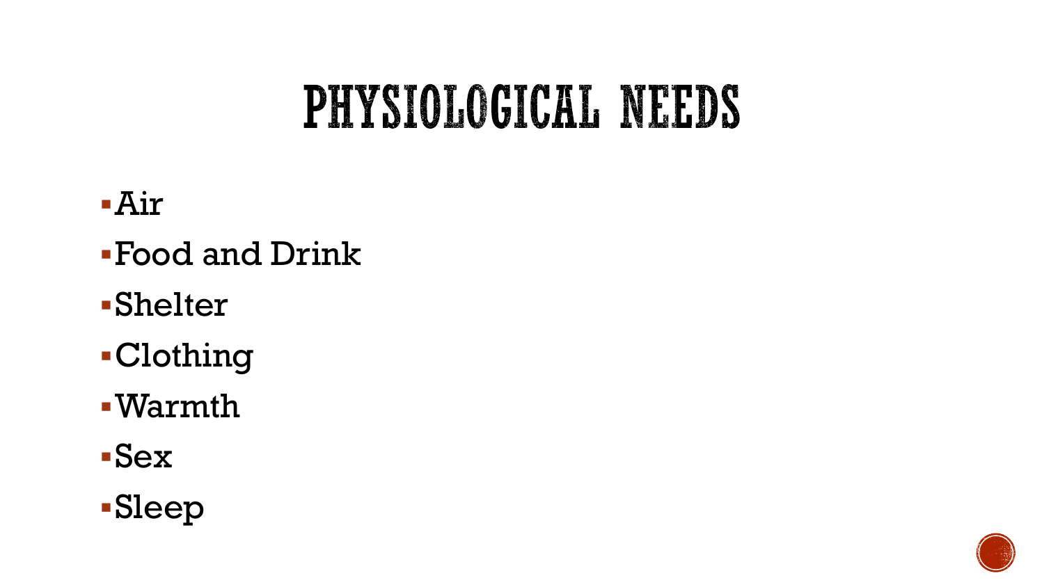# PHYSIOLOGICAL NEEDS

- Air
- Food and Drink
- Shelter
- Clothing
- Warmth
- Sex
- Sleep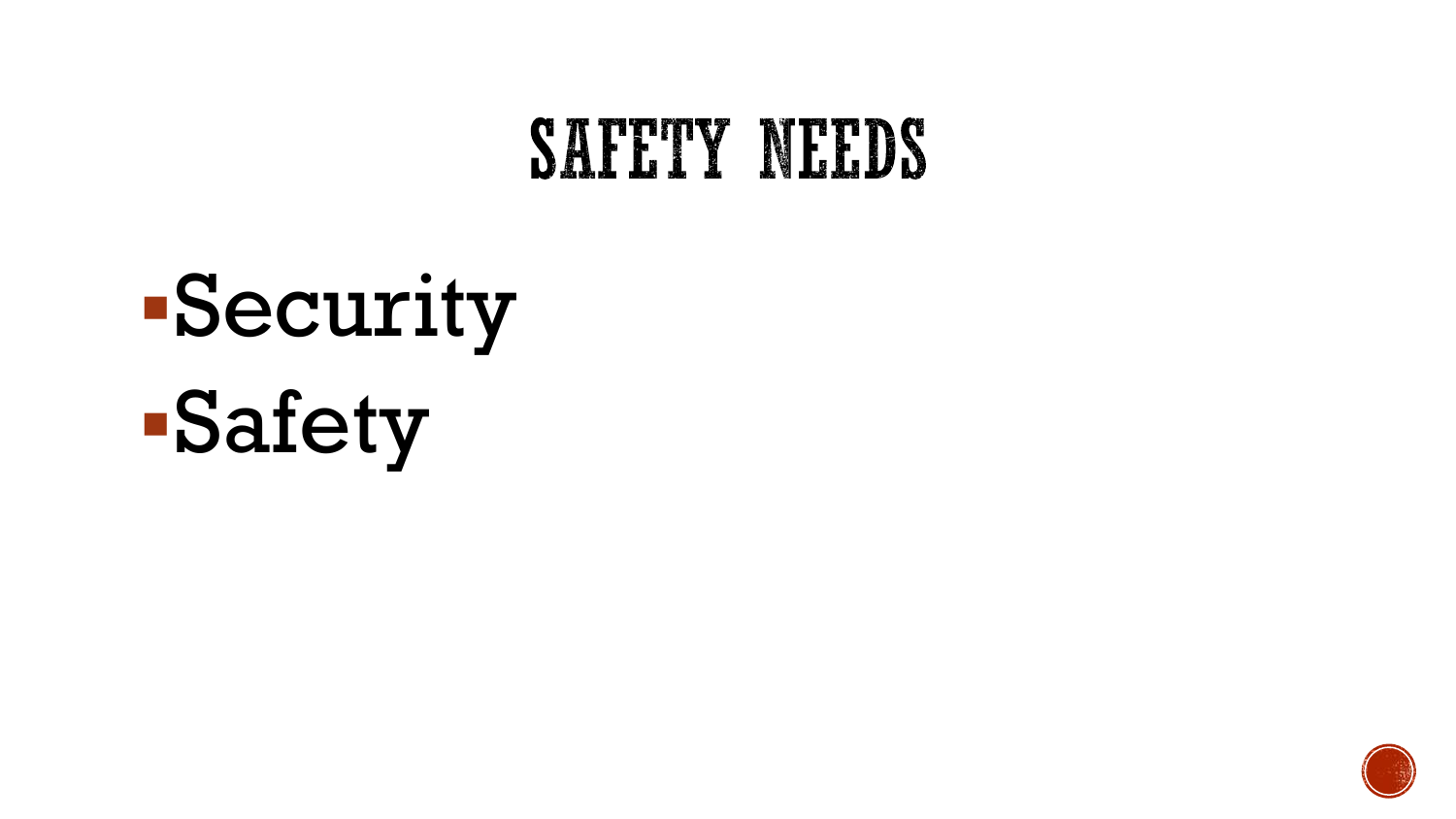# SAFETY NEEDS

- Security
- Safety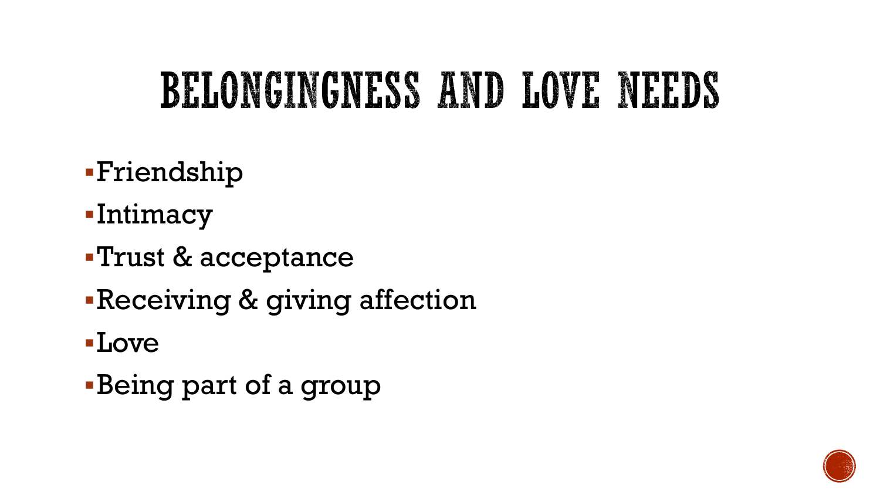# BELONGINGNESS AND LOVE NEEDS

- Friendship
- Intimacy
- Trust & acceptance
- Receiving & giving affection
- Love
- Being part of a group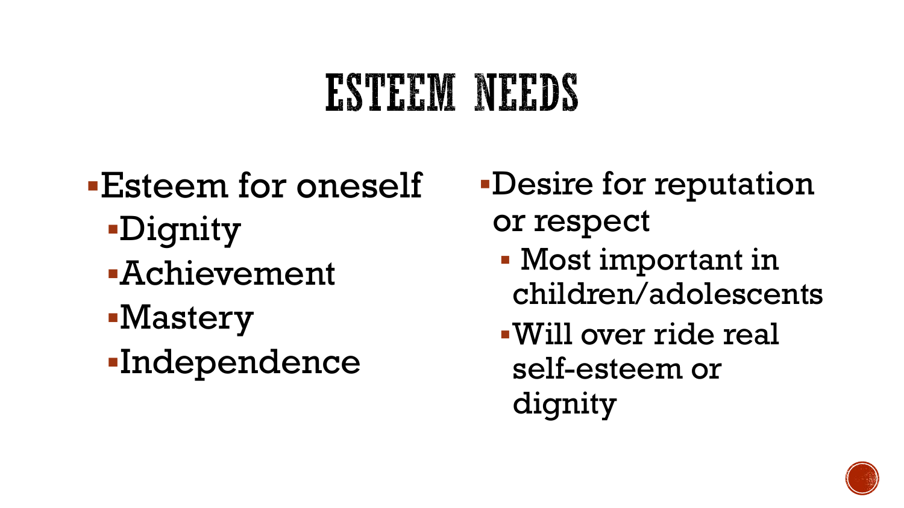# ESTEEM NEEDS

- Esteem for oneself
  - Dignity
  - Achievement
  - Mastery
  - Independence
- Desire for reputation or respect
  - Most important in children/adolescents
  - Will over ride real self-esteem or dignity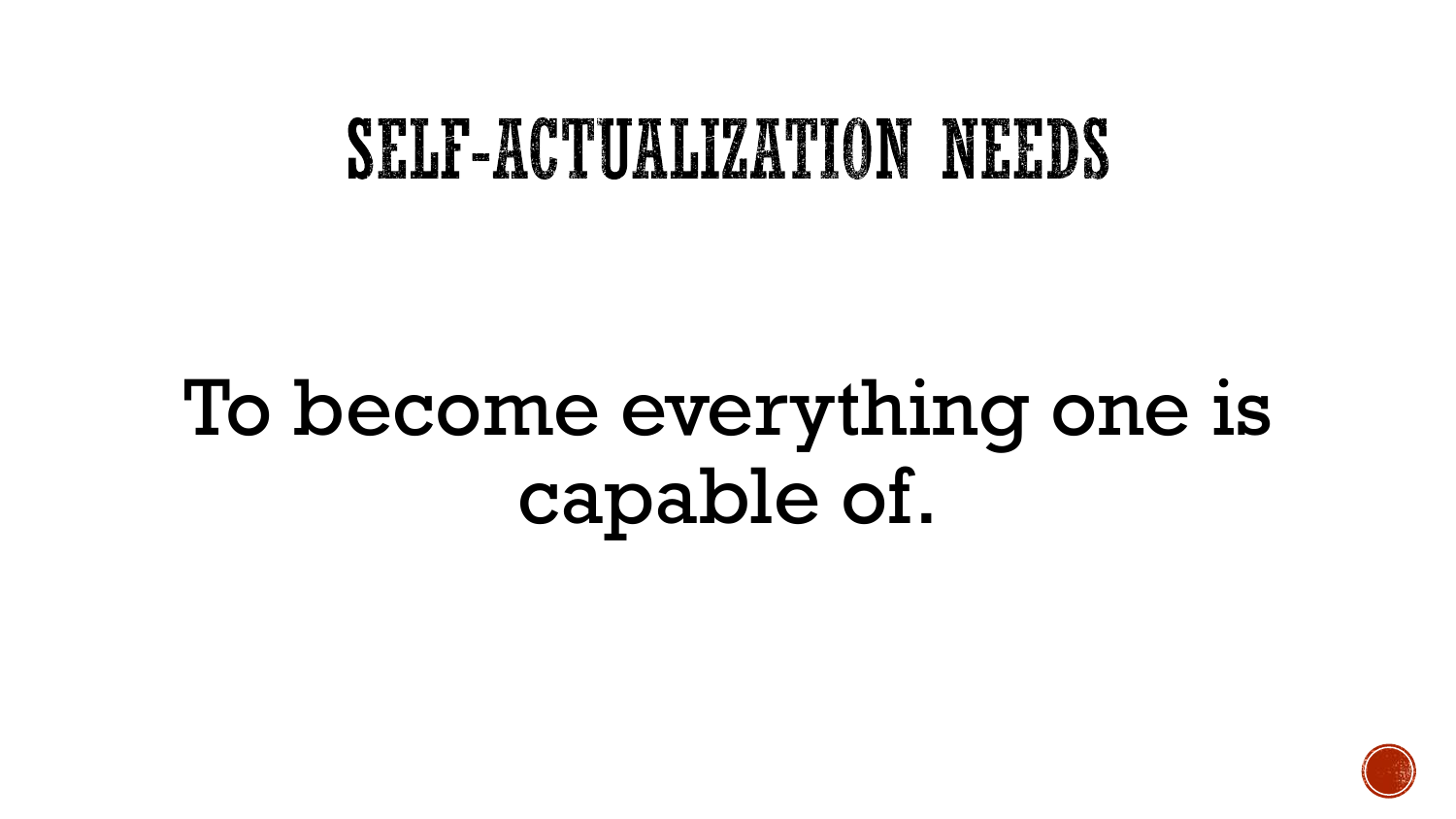# SELF-ACTUALIZATION NEEDS

To become everything one is capable of.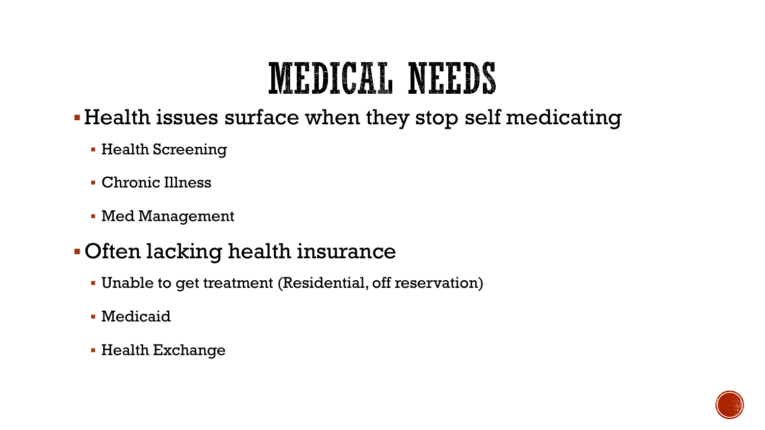# MEDICAL NEEDS

- Health issues surface when they stop self medicating
  - Health Screening
  - Chronic Illness
  - Med Management
- Often lacking health insurance
  - Unable to get treatment (Residential, off reservation)
  - Medicaid
  - Health Exchange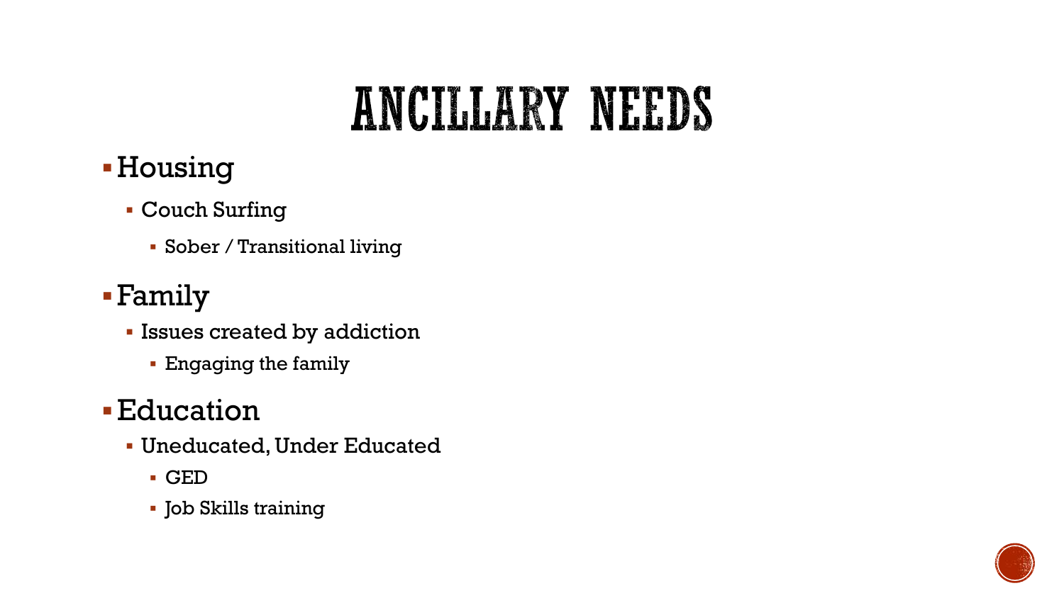# ANCILLARY NEEDS

- Housing
  - Couch Surfing
    - Sober / Transitional living
- Family
  - Issues created by addiction
    - Engaging the family
- Education
  - Uneducated, Under Educated
    - GED
    - Job Skills training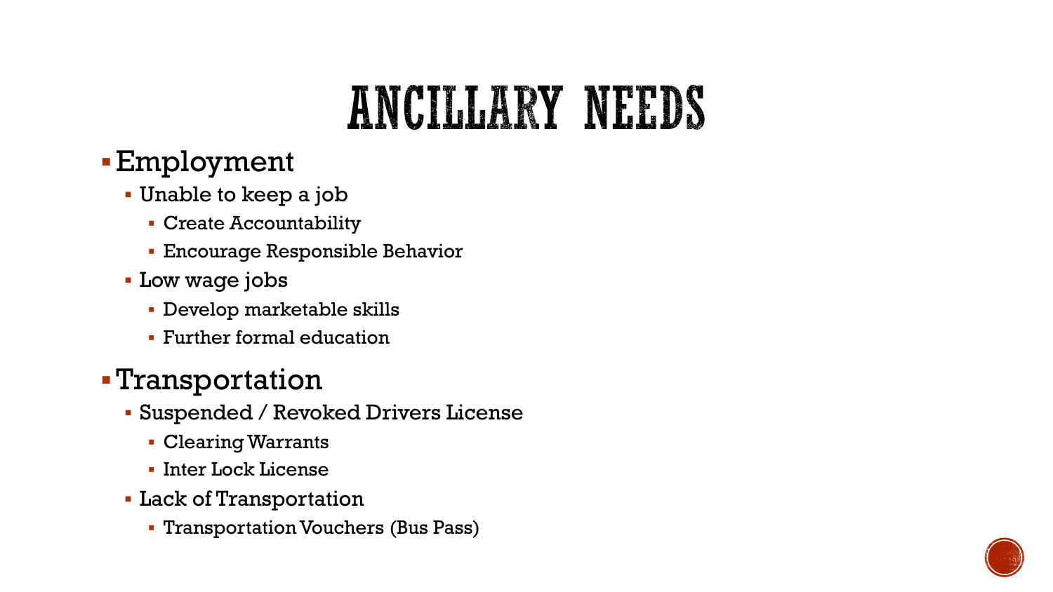# ANCILLARY NEEDS

- Employment
  - Unable to keep a job
    - Create Accountability
    - Encourage Responsible Behavior
  - Low wage jobs
    - Develop marketable skills
    - Further formal education
- Transportation
  - Suspended / Revoked Drivers License
    - Clearing Warrants
    - Inter Lock License
  - Lack of Transportation
    - Transportation Vouchers (Bus Pass)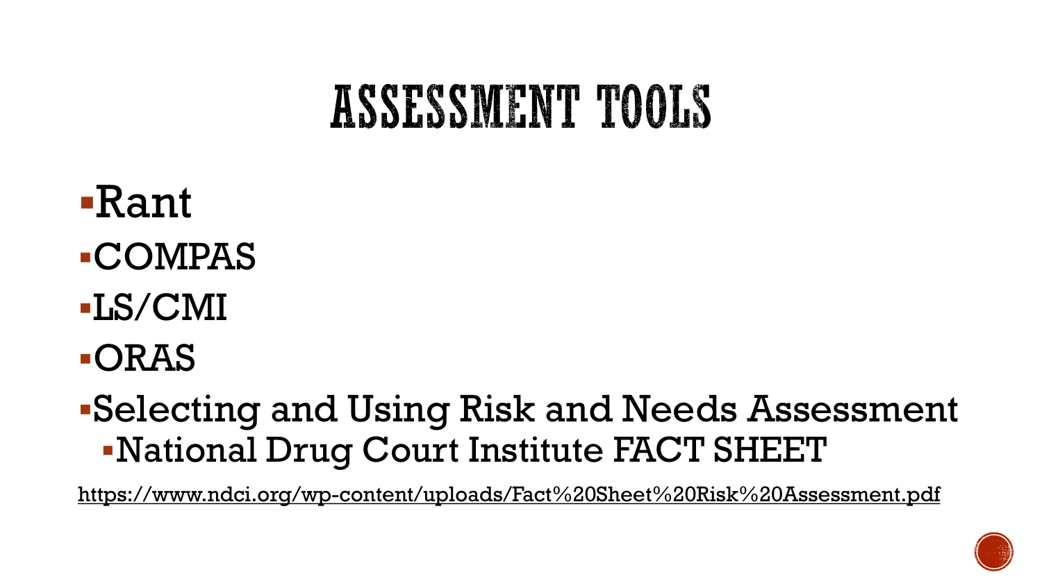# ASSESSMENT TOOLS

- Rant
- COMPAS
- LS/CMI
- ORAS
- Selecting and Using Risk and Needs Assessment
  - National Drug Court Institute FACT SHEET

https://www.ndci.org/wp-content/uploads/Fact%20Sheet%20Risk%20Assessment.pdf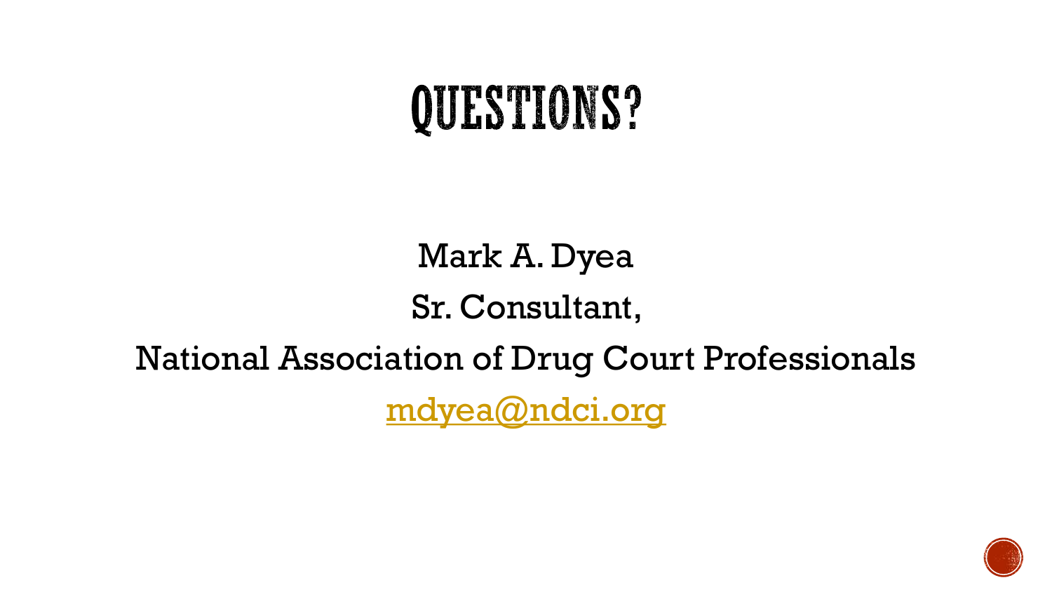# QUESTIONS?

Mark A. Dyea

Sr. Consultant,

National Association of Drug Court Professionals

mdyea@ndci.org